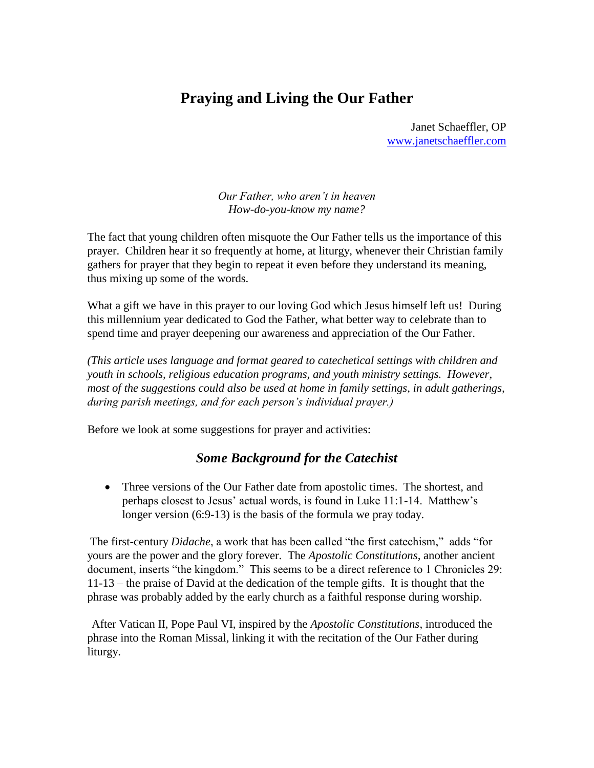# Praying and Living the Our Father

Janet Schaeffler, OP
www.janetschaeffler.com

*Our Father, who aren't in heaven*
*How-do-you-know my name?*

The fact that young children often misquote the Our Father tells us the importance of this prayer. Children hear it so frequently at home, at liturgy, whenever their Christian family gathers for prayer that they begin to repeat it even before they understand its meaning, thus mixing up some of the words.

What a gift we have in this prayer to our loving God which Jesus himself left us! During this millennium year dedicated to God the Father, what better way to celebrate than to spend time and prayer deepening our awareness and appreciation of the Our Father.

*(This article uses language and format geared to catechetical settings with children and youth in schools, religious education programs, and youth ministry settings. However, most of the suggestions could also be used at home in family settings, in adult gatherings, during parish meetings, and for each person's individual prayer.)*

Before we look at some suggestions for prayer and activities:

## *Some Background for the Catechist*

- Three versions of the Our Father date from apostolic times. The shortest, and perhaps closest to Jesus' actual words, is found in Luke 11:1-14. Matthew's longer version (6:9-13) is the basis of the formula we pray today.

The first-century *Didache*, a work that has been called "the first catechism," adds "for yours are the power and the glory forever. The *Apostolic Constitutions*, another ancient document, inserts "the kingdom." This seems to be a direct reference to 1 Chronicles 29: 11-13 – the praise of David at the dedication of the temple gifts. It is thought that the phrase was probably added by the early church as a faithful response during worship.

After Vatican II, Pope Paul VI, inspired by the *Apostolic Constitutions*, introduced the phrase into the Roman Missal, linking it with the recitation of the Our Father during liturgy.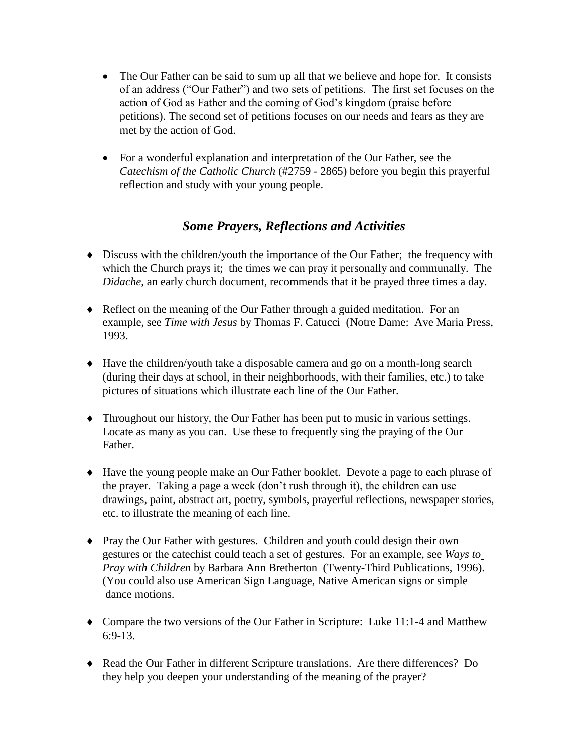- The Our Father can be said to sum up all that we believe and hope for. It consists of an address ("Our Father") and two sets of petitions. The first set focuses on the action of God as Father and the coming of God's kingdom (praise before petitions). The second set of petitions focuses on our needs and fears as they are met by the action of God.

- For a wonderful explanation and interpretation of the Our Father, see the *Catechism of the Catholic Church* (#2759 - 2865) before you begin this prayerful reflection and study with your young people.

## *Some Prayers, Reflections and Activities*

- Discuss with the children/youth the importance of the Our Father; the frequency with which the Church prays it; the times we can pray it personally and communally. The *Didache*, an early church document, recommends that it be prayed three times a day.

- Reflect on the meaning of the Our Father through a guided meditation. For an example, see *Time with Jesus* by Thomas F. Catucci (Notre Dame: Ave Maria Press, 1993.

- Have the children/youth take a disposable camera and go on a month-long search (during their days at school, in their neighborhoods, with their families, etc.) to take pictures of situations which illustrate each line of the Our Father.

- Throughout our history, the Our Father has been put to music in various settings. Locate as many as you can. Use these to frequently sing the praying of the Our Father.

- Have the young people make an Our Father booklet. Devote a page to each phrase of the prayer. Taking a page a week (don't rush through it), the children can use drawings, paint, abstract art, poetry, symbols, prayerful reflections, newspaper stories, etc. to illustrate the meaning of each line.

- Pray the Our Father with gestures. Children and youth could design their own gestures or the catechist could teach a set of gestures. For an example, see *Ways to Pray with Children* by Barbara Ann Bretherton (Twenty-Third Publications, 1996). (You could also use American Sign Language, Native American signs or simple dance motions.

- Compare the two versions of the Our Father in Scripture: Luke 11:1-4 and Matthew 6:9-13.

- Read the Our Father in different Scripture translations. Are there differences? Do they help you deepen your understanding of the meaning of the prayer?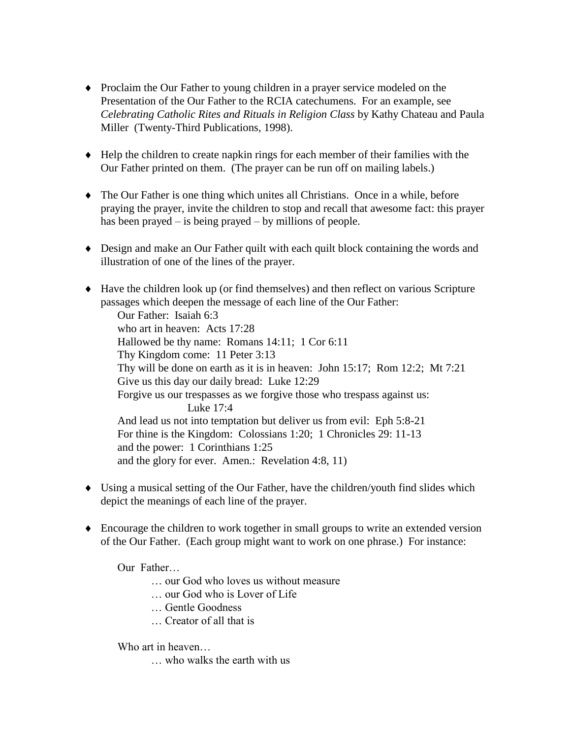- Proclaim the Our Father to young children in a prayer service modeled on the Presentation of the Our Father to the RCIA catechumens. For an example, see *Celebrating Catholic Rites and Rituals in Religion Class* by Kathy Chateau and Paula Miller (Twenty-Third Publications, 1998).

- Help the children to create napkin rings for each member of their families with the Our Father printed on them. (The prayer can be run off on mailing labels.)

- The Our Father is one thing which unites all Christians. Once in a while, before praying the prayer, invite the children to stop and recall that awesome fact: this prayer has been prayed – is being prayed – by millions of people.

- Design and make an Our Father quilt with each quilt block containing the words and illustration of one of the lines of the prayer.

- Have the children look up (or find themselves) and then reflect on various Scripture passages which deepen the message of each line of the Our Father:

  Our Father: Isaiah 6:3
  who art in heaven: Acts 17:28
  Hallowed be thy name: Romans 14:11; 1 Cor 6:11
  Thy Kingdom come: 11 Peter 3:13
  Thy will be done on earth as it is in heaven: John 15:17; Rom 12:2; Mt 7:21
  Give us this day our daily bread: Luke 12:29
  Forgive us our trespasses as we forgive those who trespass against us:
  Luke 17:4
  And lead us not into temptation but deliver us from evil: Eph 5:8-21
  For thine is the Kingdom: Colossians 1:20; 1 Chronicles 29: 11-13
  and the power: 1 Corinthians 1:25
  and the glory for ever. Amen.: Revelation 4:8, 11)

- Using a musical setting of the Our Father, have the children/youth find slides which depict the meanings of each line of the prayer.

- Encourage the children to work together in small groups to write an extended version of the Our Father. (Each group might want to work on one phrase.) For instance:

  Our Father…
  … our God who loves us without measure
  … our God who is Lover of Life
  … Gentle Goodness
  … Creator of all that is

  Who art in heaven…
  … who walks the earth with us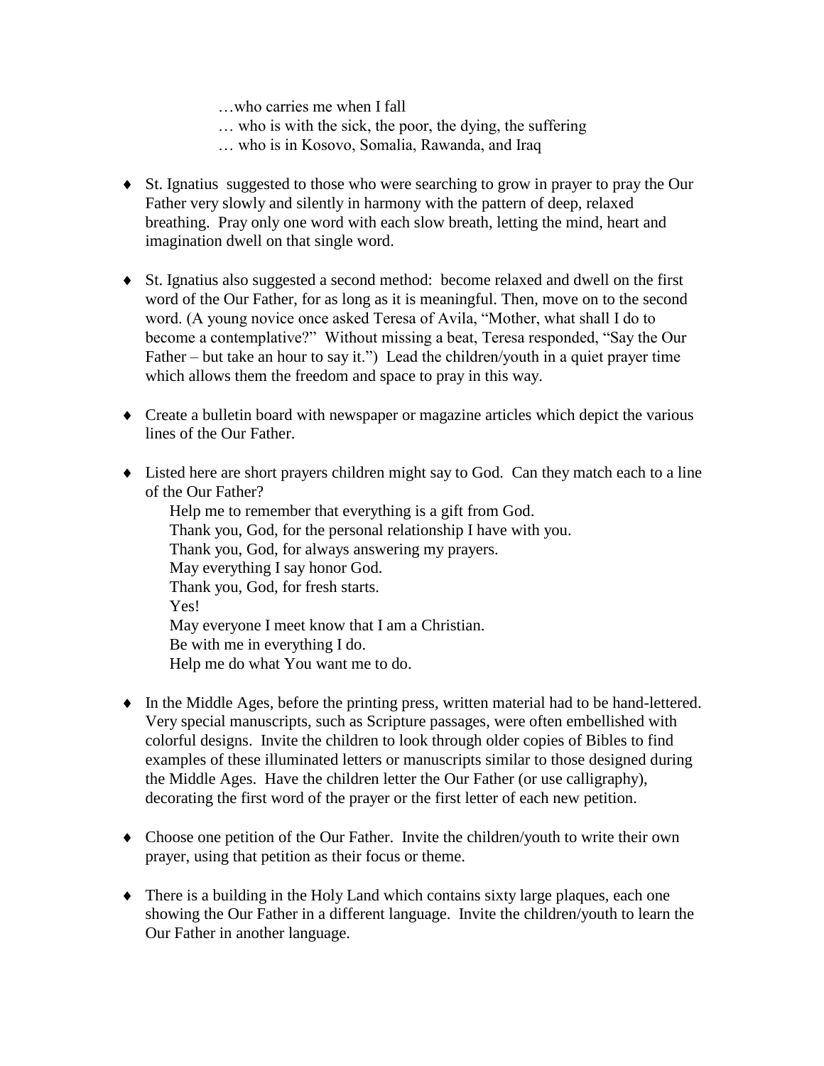…who carries me when I fall
… who is with the sick, the poor, the dying, the suffering
… who is in Kosovo, Somalia, Rawanda, and Iraq

- St. Ignatius suggested to those who were searching to grow in prayer to pray the Our Father very slowly and silently in harmony with the pattern of deep, relaxed breathing. Pray only one word with each slow breath, letting the mind, heart and imagination dwell on that single word.

- St. Ignatius also suggested a second method: become relaxed and dwell on the first word of the Our Father, for as long as it is meaningful. Then, move on to the second word. (A young novice once asked Teresa of Avila, "Mother, what shall I do to become a contemplative?" Without missing a beat, Teresa responded, "Say the Our Father – but take an hour to say it.") Lead the children/youth in a quiet prayer time which allows them the freedom and space to pray in this way.

- Create a bulletin board with newspaper or magazine articles which depict the various lines of the Our Father.

- Listed here are short prayers children might say to God. Can they match each to a line of the Our Father?
  Help me to remember that everything is a gift from God.
  Thank you, God, for the personal relationship I have with you.
  Thank you, God, for always answering my prayers.
  May everything I say honor God.
  Thank you, God, for fresh starts.
  Yes!
  May everyone I meet know that I am a Christian.
  Be with me in everything I do.
  Help me do what You want me to do.

- In the Middle Ages, before the printing press, written material had to be hand-lettered. Very special manuscripts, such as Scripture passages, were often embellished with colorful designs. Invite the children to look through older copies of Bibles to find examples of these illuminated letters or manuscripts similar to those designed during the Middle Ages. Have the children letter the Our Father (or use calligraphy), decorating the first word of the prayer or the first letter of each new petition.

- Choose one petition of the Our Father. Invite the children/youth to write their own prayer, using that petition as their focus or theme.

- There is a building in the Holy Land which contains sixty large plaques, each one showing the Our Father in a different language. Invite the children/youth to learn the Our Father in another language.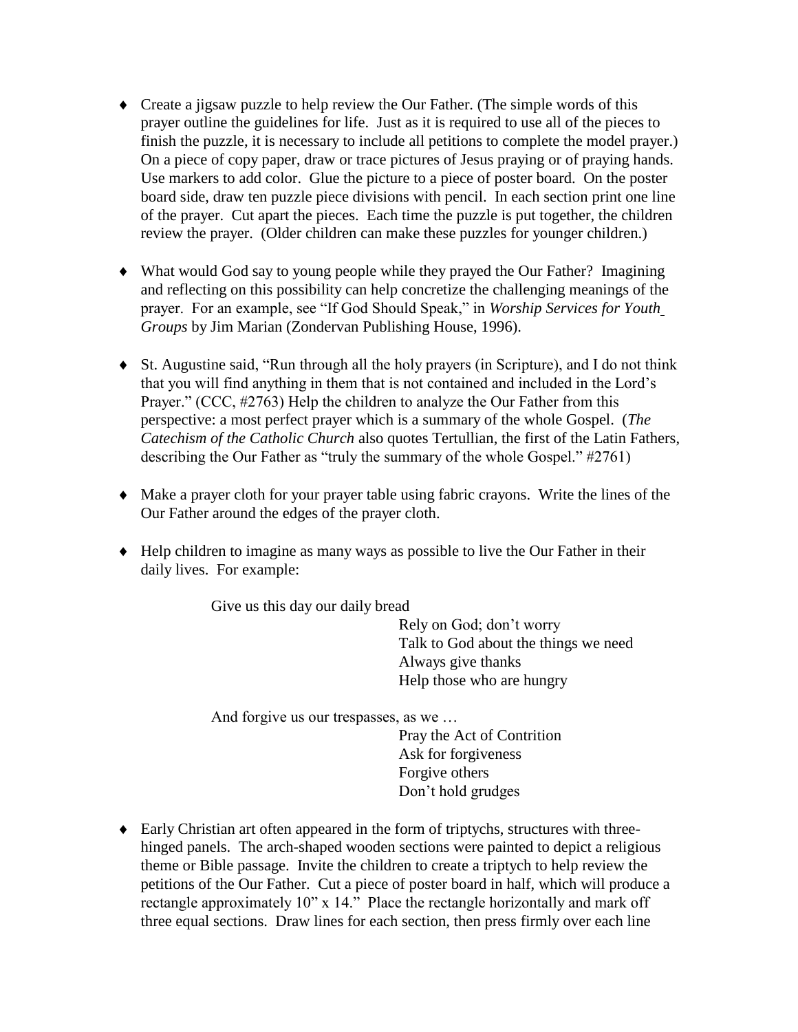- Create a jigsaw puzzle to help review the Our Father. (The simple words of this prayer outline the guidelines for life. Just as it is required to use all of the pieces to finish the puzzle, it is necessary to include all petitions to complete the model prayer.) On a piece of copy paper, draw or trace pictures of Jesus praying or of praying hands. Use markers to add color. Glue the picture to a piece of poster board. On the poster board side, draw ten puzzle piece divisions with pencil. In each section print one line of the prayer. Cut apart the pieces. Each time the puzzle is put together, the children review the prayer. (Older children can make these puzzles for younger children.)

- What would God say to young people while they prayed the Our Father? Imagining and reflecting on this possibility can help concretize the challenging meanings of the prayer. For an example, see "If God Should Speak," in *Worship Services for Youth Groups* by Jim Marian (Zondervan Publishing House, 1996).

- St. Augustine said, "Run through all the holy prayers (in Scripture), and I do not think that you will find anything in them that is not contained and included in the Lord's Prayer." (CCC, #2763) Help the children to analyze the Our Father from this perspective: a most perfect prayer which is a summary of the whole Gospel. (*The Catechism of the Catholic Church* also quotes Tertullian, the first of the Latin Fathers, describing the Our Father as "truly the summary of the whole Gospel." #2761)

- Make a prayer cloth for your prayer table using fabric crayons. Write the lines of the Our Father around the edges of the prayer cloth.

- Help children to imagine as many ways as possible to live the Our Father in their daily lives. For example:

  Give us this day our daily bread
  - Rely on God; don't worry
  - Talk to God about the things we need
  - Always give thanks
  - Help those who are hungry

  And forgive us our trespasses, as we …
  - Pray the Act of Contrition
  - Ask for forgiveness
  - Forgive others
  - Don't hold grudges

- Early Christian art often appeared in the form of triptychs, structures with three-hinged panels. The arch-shaped wooden sections were painted to depict a religious theme or Bible passage. Invite the children to create a triptych to help review the petitions of the Our Father. Cut a piece of poster board in half, which will produce a rectangle approximately 10" x 14." Place the rectangle horizontally and mark off three equal sections. Draw lines for each section, then press firmly over each line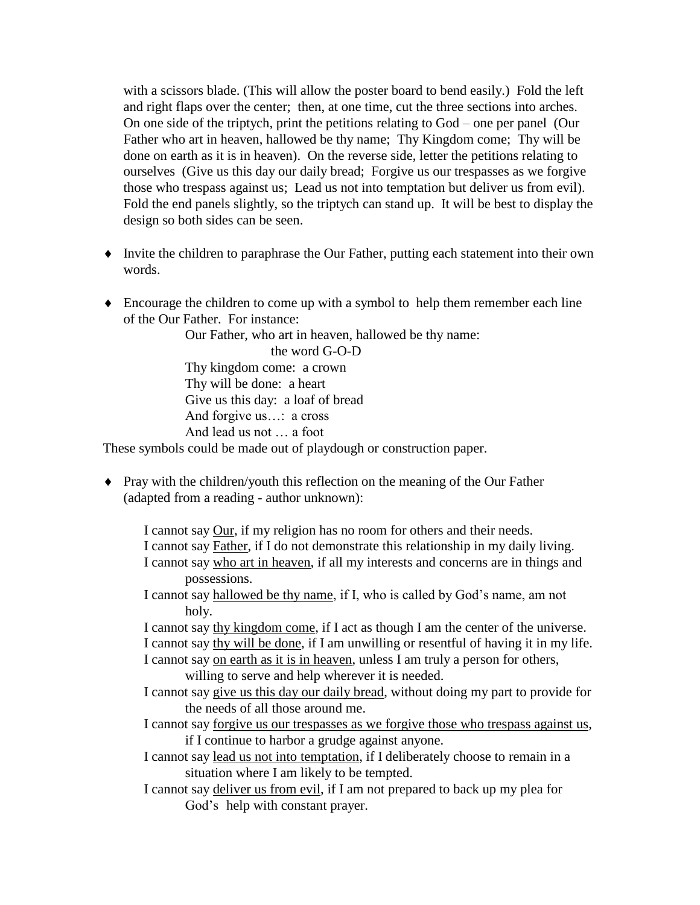with a scissors blade. (This will allow the poster board to bend easily.) Fold the left and right flaps over the center; then, at one time, cut the three sections into arches. On one side of the triptych, print the petitions relating to God – one per panel (Our Father who art in heaven, hallowed be thy name; Thy Kingdom come; Thy will be done on earth as it is in heaven). On the reverse side, letter the petitions relating to ourselves (Give us this day our daily bread; Forgive us our trespasses as we forgive those who trespass against us; Lead us not into temptation but deliver us from evil). Fold the end panels slightly, so the triptych can stand up. It will be best to display the design so both sides can be seen.

- Invite the children to paraphrase the Our Father, putting each statement into their own words.
- Encourage the children to come up with a symbol to help them remember each line of the Our Father. For instance:

  Our Father, who art in heaven, hallowed be thy name:
  the word G-O-D
  Thy kingdom come: a crown
  Thy will be done: a heart
  Give us this day: a loaf of bread
  And forgive us…: a cross
  And lead us not … a foot

These symbols could be made out of playdough or construction paper.

- Pray with the children/youth this reflection on the meaning of the Our Father (adapted from a reading - author unknown):

  I cannot say <u>Our</u>, if my religion has no room for others and their needs.
  I cannot say <u>Father</u>, if I do not demonstrate this relationship in my daily living.
  I cannot say <u>who art in heaven</u>, if all my interests and concerns are in things and possessions.
  I cannot say <u>hallowed be thy name</u>, if I, who is called by God's name, am not holy.
  I cannot say <u>thy kingdom come</u>, if I act as though I am the center of the universe.
  I cannot say <u>thy will be done</u>, if I am unwilling or resentful of having it in my life.
  I cannot say <u>on earth as it is in heaven</u>, unless I am truly a person for others, willing to serve and help wherever it is needed.
  I cannot say <u>give us this day our daily bread</u>, without doing my part to provide for the needs of all those around me.
  I cannot say <u>forgive us our trespasses as we forgive those who trespass against us</u>, if I continue to harbor a grudge against anyone.
  I cannot say <u>lead us not into temptation</u>, if I deliberately choose to remain in a situation where I am likely to be tempted.
  I cannot say <u>deliver us from evil</u>, if I am not prepared to back up my plea for God's help with constant prayer.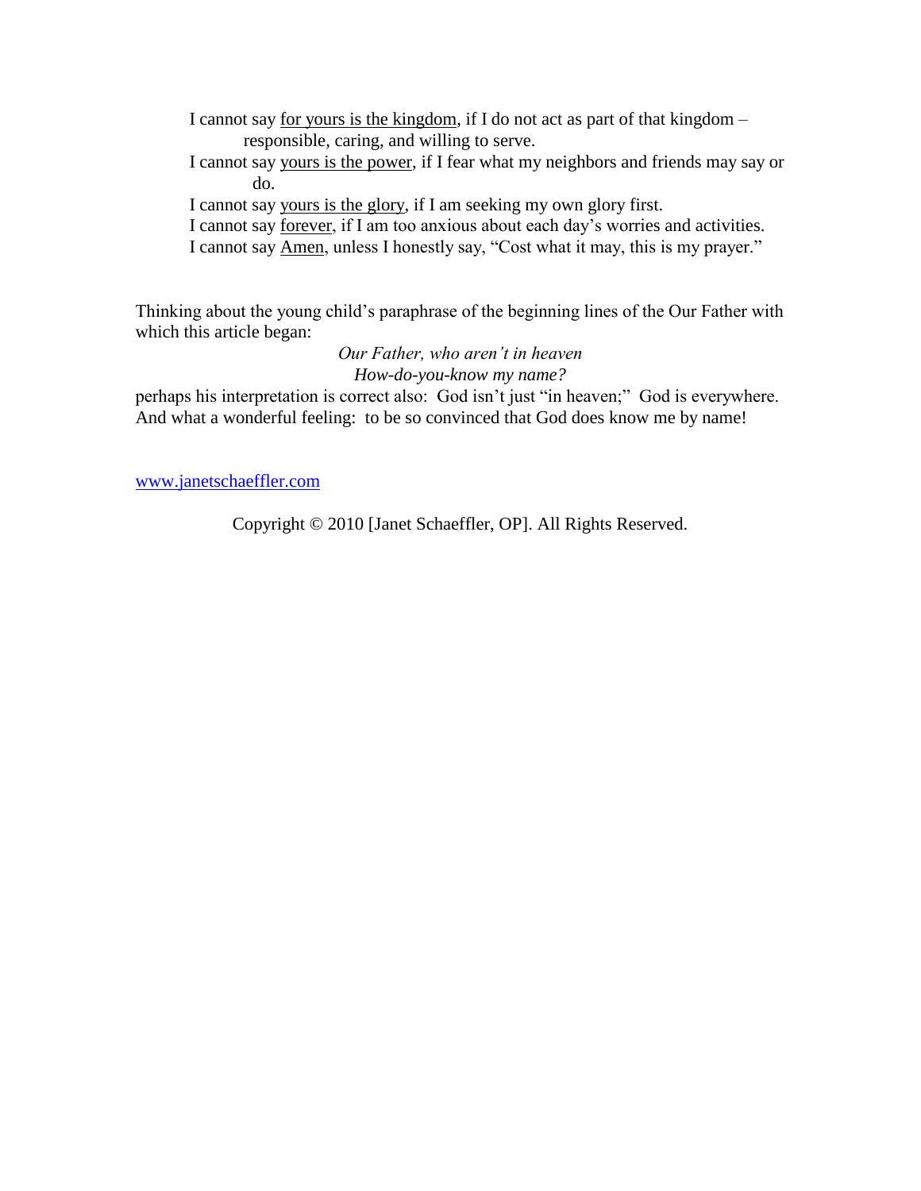I cannot say <u>for yours is the kingdom</u>, if I do not act as part of that kingdom – responsible, caring, and willing to serve.
I cannot say <u>yours is the power</u>, if I fear what my neighbors and friends may say or do.
I cannot say <u>yours is the glory</u>, if I am seeking my own glory first.
I cannot say <u>forever</u>, if I am too anxious about each day's worries and activities.
I cannot say <u>Amen</u>, unless I honestly say, "Cost what it may, this is my prayer."

Thinking about the young child's paraphrase of the beginning lines of the Our Father with which this article began:

*Our Father, who aren't in heaven*
*How-do-you-know my name?*

perhaps his interpretation is correct also: God isn't just "in heaven;" God is everywhere. And what a wonderful feeling: to be so convinced that God does know me by name!

www.janetschaeffler.com

Copyright © 2010 [Janet Schaeffler, OP]. All Rights Reserved.